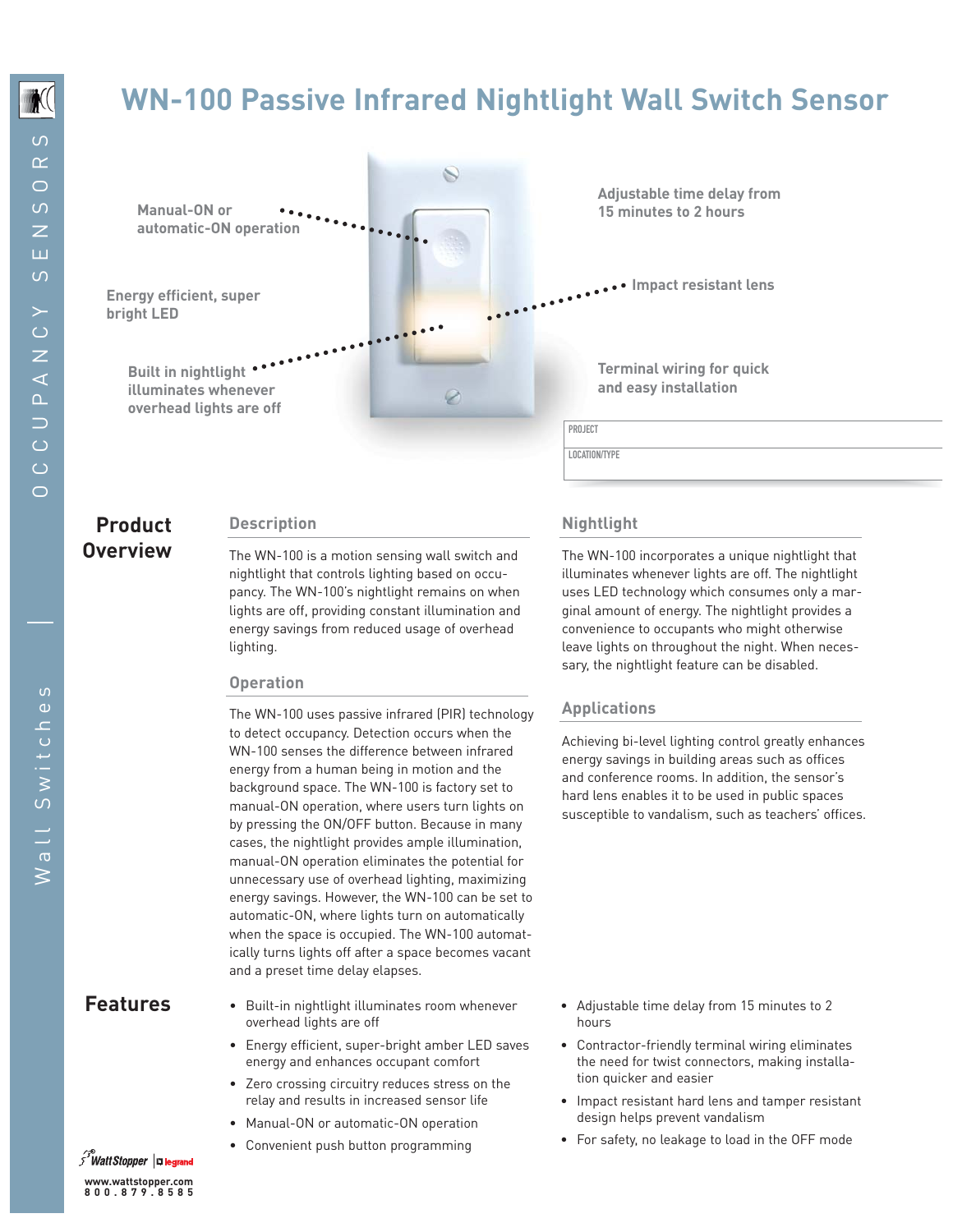# WN-100 Passive Infrared Nightlight Wall Switch Sensor

Manual-ON or automatic-ON operation

Energy efficient, super bright LED

Built in nightlight illuminates whenever overhead lights are off

Adjustable time delay from 15 minutes to 2 hours

Impact resistant lens

Terminal wiring for quick and easy installation

PROJECT

LOCATION/TYPE

## Product Overview

### Description

The WN-100 is a motion sensing wall switch and nightlight that controls lighting based on occupancy. The WN-100's nightlight remains on when lights are off, providing constant illumination and energy savings from reduced usage of overhead lighting.

### Operation

The WN-100 uses passive infrared (PIR) technology to detect occupancy. Detection occurs when the WN-100 senses the difference between infrared energy from a human being in motion and the background space. The WN-100 is factory set to manual-ON operation, where users turn lights on by pressing the ON/OFF button. Because in many cases, the nightlight provides ample illumination, manual-ON operation eliminates the potential for unnecessary use of overhead lighting, maximizing energy savings. However, the WN-100 can be set to automatic-ON, where lights turn on automatically when the space is occupied. The WN-100 automatically turns lights off after a space becomes vacant and a preset time delay elapses.

### Nightlight

The WN-100 incorporates a unique nightlight that illuminates whenever lights are off. The nightlight uses LED technology which consumes only a marginal amount of energy. The nightlight provides a convenience to occupants who might otherwise leave lights on throughout the night. When necessary, the nightlight feature can be disabled.

### Applications

Achieving bi-level lighting control greatly enhances energy savings in building areas such as offices and conference rooms. In addition, the sensor's hard lens enables it to be used in public spaces susceptible to vandalism, such as teachers' offices.

## Features

- Built-in nightlight illuminates room whenever overhead lights are off
- Energy efficient, super-bright amber LED saves energy and enhances occupant comfort
- Zero crossing circuitry reduces stress on the relay and results in increased sensor life
- Manual-ON or automatic-ON operation
- Convenient push button programming
- Adjustable time delay from 15 minutes to 2 hours
- Contractor-friendly terminal wiring eliminates the need for twist connectors, making installation quicker and easier
- Impact resistant hard lens and tamper resistant design helps prevent vandalism
- For safety, no leakage to load in the OFF mode

WattStopper | legrand

www.wattstopper.com
800.879.8585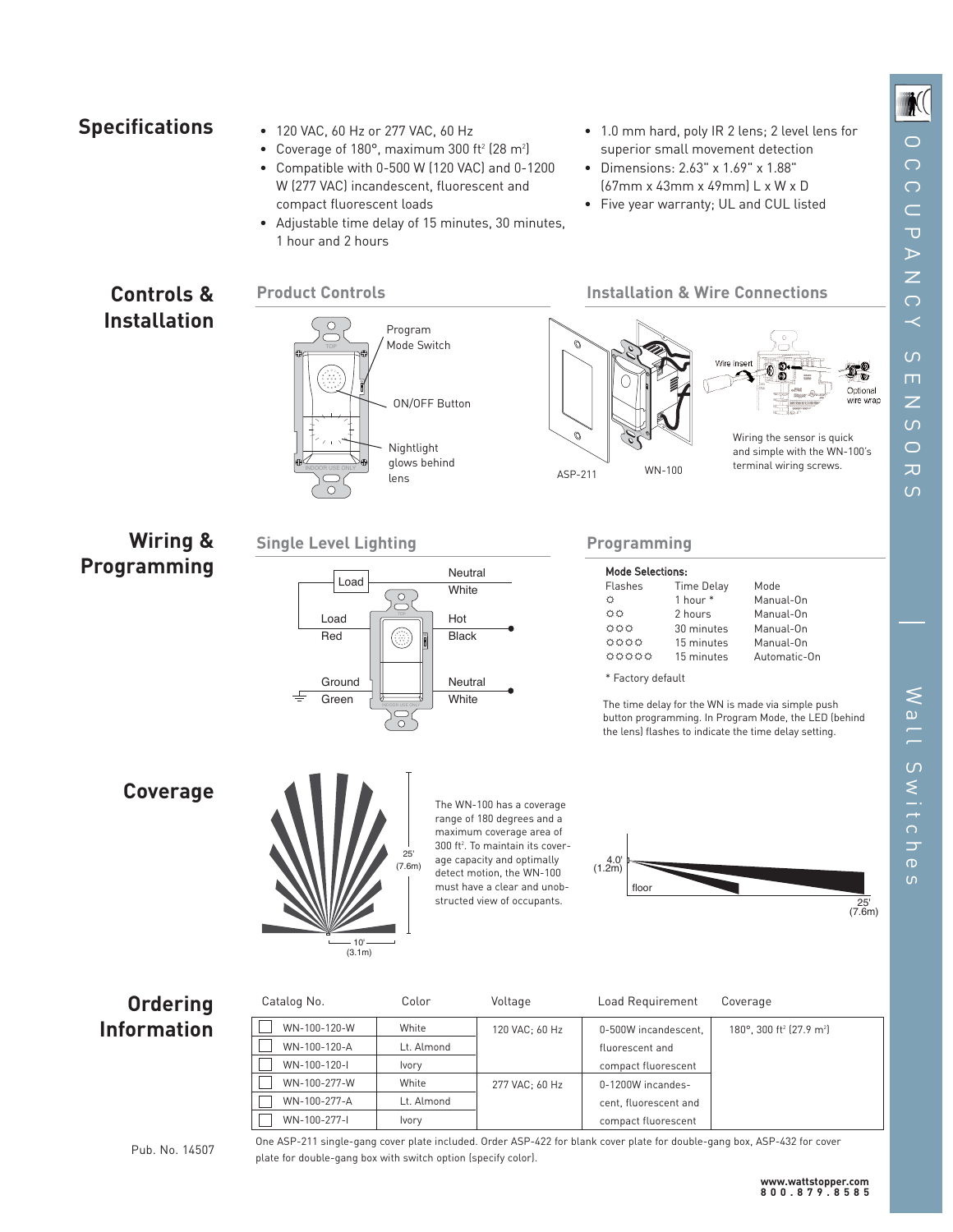## Specifications

- 120 VAC, 60 Hz or 277 VAC, 60 Hz
- Coverage of 180°, maximum 300 ft² (28 m²)
- Compatible with 0-500 W (120 VAC) and 0-1200 W (277 VAC) incandescent, fluorescent and compact fluorescent loads
- Adjustable time delay of 15 minutes, 30 minutes, 1 hour and 2 hours
- 1.0 mm hard, poly IR 2 lens; 2 level lens for superior small movement detection
- Dimensions: 2.63" x 1.69" x 1.88" (67mm x 43mm x 49mm) L x W x D
- Five year warranty; UL and CUL listed

## Controls & Installation

### Product Controls

Program Mode Switch

ON/OFF Button

Nightlight glows behind lens

### Installation & Wire Connections

ASP-211

WN-100

Wire insert

Optional wire wrap

Wiring the sensor is quick and simple with the WN-100's terminal wiring screws.

## Wiring & Programming

### Single Level Lighting

Load

Neutral
White

Load
Red

Hot
Black

Ground
Green

Neutral
White

### Programming

**Mode Selections:**

| Flashes | Time Delay | Mode |
|---|---|---|
| ☼ | 1 hour * | Manual-On |
| ☼☼ | 2 hours | Manual-On |
| ☼☼☼ | 30 minutes | Manual-On |
| ☼☼☼☼ | 15 minutes | Manual-On |
| ☼☼☼☼☼ | 15 minutes | Automatic-On |

* Factory default

The time delay for the WN is made via simple push button programming. In Program Mode, the LED (behind the lens) flashes to indicate the time delay setting.

## Coverage

25' (7.6m)

10' (3.1m)

The WN-100 has a coverage range of 180 degrees and a maximum coverage area of 300 ft². To maintain its coverage capacity and optimally detect motion, the WN-100 must have a clear and unobstructed view of occupants.

4.0' (1.2m)

floor

25' (7.6m)

## Ordering Information

| Catalog No. | Color | Voltage | Load Requirement | Coverage |
|---|---|---|---|---|
| ☐ WN-100-120-W | White | 120 VAC; 60 Hz | 0-500W incandescent, fluorescent and compact fluorescent | 180°, 300 ft² (27.9 m²) |
| ☐ WN-100-120-A | Lt. Almond | | | |
| ☐ WN-100-120-I | Ivory | | | |
| ☐ WN-100-277-W | White | 277 VAC; 60 Hz | 0-1200W incandescent, fluorescent and compact fluorescent | |
| ☐ WN-100-277-A | Lt. Almond | | | |
| ☐ WN-100-277-I | Ivory | | | |

One ASP-211 single-gang cover plate included. Order ASP-422 for blank cover plate for double-gang box, ASP-432 for cover plate for double-gang box with switch option (specify color).

Pub. No. 14507

www.wattstopper.com
800.879.8585

OCCUPANCY SENSORS | Wall Switches